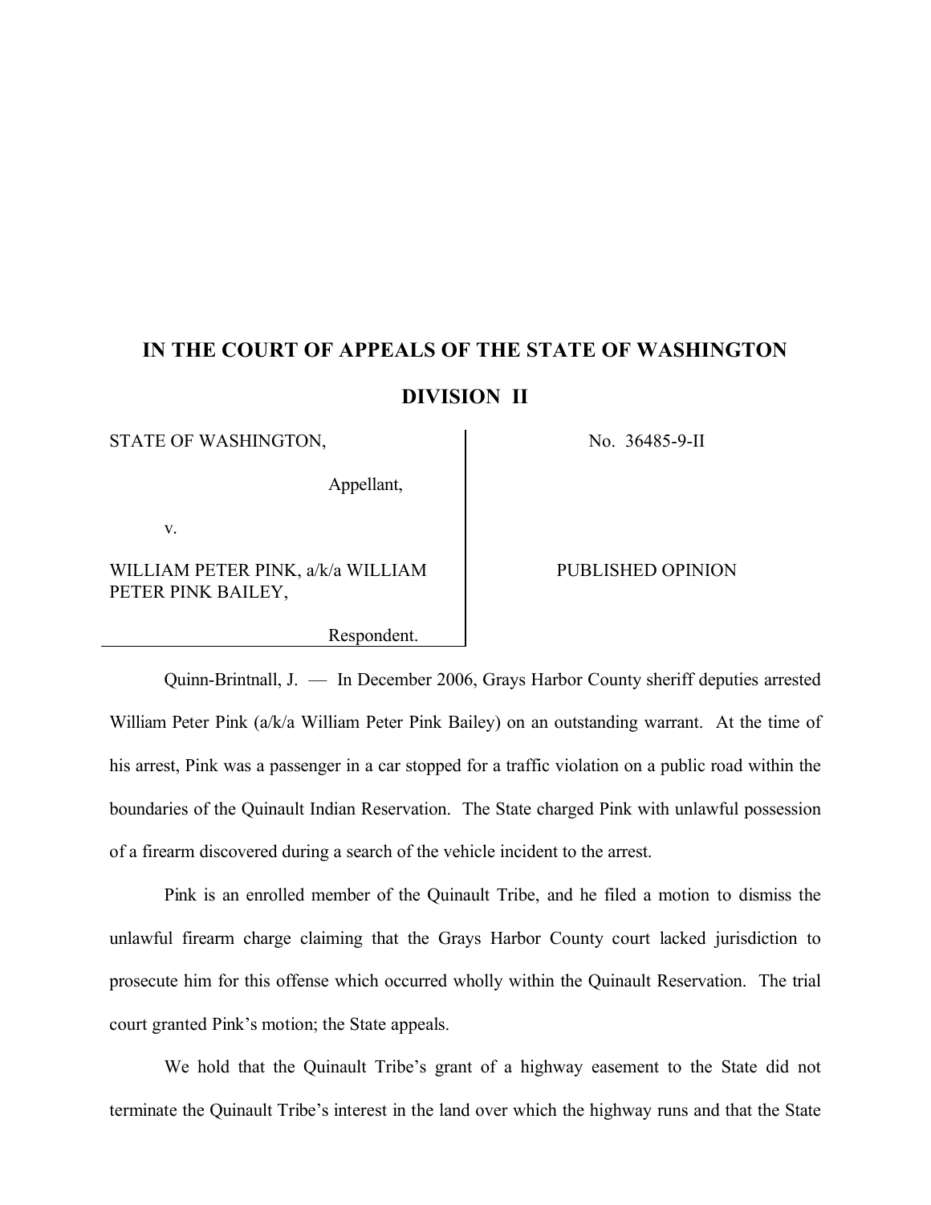# IN THE COURT OF APPEALS OF THE STATE OF WASHINGTON

## DIVISION II

| | |
|---|---|
| STATE OF WASHINGTON, Appellant, | No. 36485-9-II |
| v. | |
| WILLIAM PETER PINK, a/k/a WILLIAM PETER PINK BAILEY, Respondent. | PUBLISHED OPINION |

Quinn-Brintnall, J. — In December 2006, Grays Harbor County sheriff deputies arrested William Peter Pink (a/k/a William Peter Pink Bailey) on an outstanding warrant. At the time of his arrest, Pink was a passenger in a car stopped for a traffic violation on a public road within the boundaries of the Quinault Indian Reservation. The State charged Pink with unlawful possession of a firearm discovered during a search of the vehicle incident to the arrest.

Pink is an enrolled member of the Quinault Tribe, and he filed a motion to dismiss the unlawful firearm charge claiming that the Grays Harbor County court lacked jurisdiction to prosecute him for this offense which occurred wholly within the Quinault Reservation. The trial court granted Pink's motion; the State appeals.

We hold that the Quinault Tribe's grant of a highway easement to the State did not terminate the Quinault Tribe's interest in the land over which the highway runs and that the State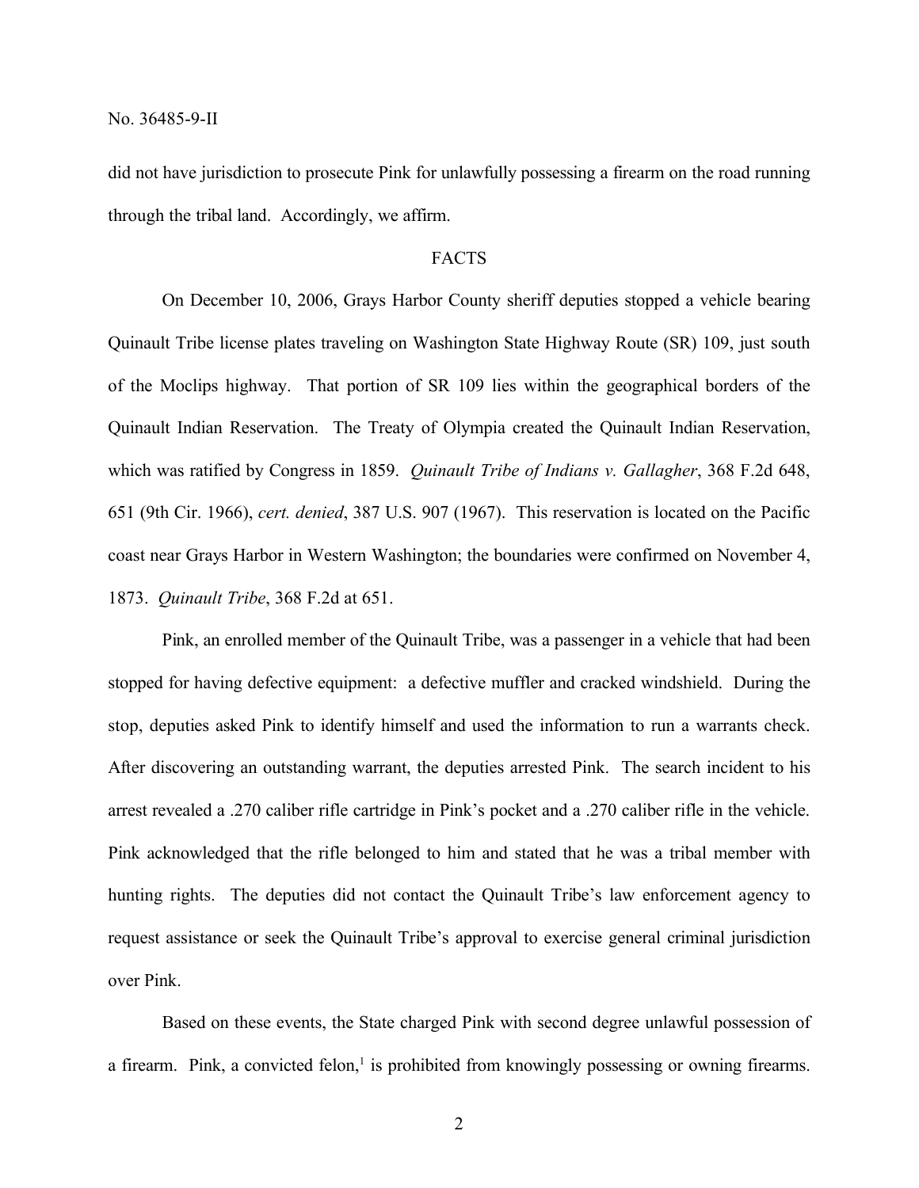did not have jurisdiction to prosecute Pink for unlawfully possessing a firearm on the road running through the tribal land. Accordingly, we affirm.

## FACTS

On December 10, 2006, Grays Harbor County sheriff deputies stopped a vehicle bearing Quinault Tribe license plates traveling on Washington State Highway Route (SR) 109, just south of the Moclips highway. That portion of SR 109 lies within the geographical borders of the Quinault Indian Reservation. The Treaty of Olympia created the Quinault Indian Reservation, which was ratified by Congress in 1859. *Quinault Tribe of Indians v. Gallagher*, 368 F.2d 648, 651 (9th Cir. 1966), *cert. denied*, 387 U.S. 907 (1967). This reservation is located on the Pacific coast near Grays Harbor in Western Washington; the boundaries were confirmed on November 4, 1873. *Quinault Tribe*, 368 F.2d at 651.

Pink, an enrolled member of the Quinault Tribe, was a passenger in a vehicle that had been stopped for having defective equipment: a defective muffler and cracked windshield. During the stop, deputies asked Pink to identify himself and used the information to run a warrants check. After discovering an outstanding warrant, the deputies arrested Pink. The search incident to his arrest revealed a .270 caliber rifle cartridge in Pink's pocket and a .270 caliber rifle in the vehicle. Pink acknowledged that the rifle belonged to him and stated that he was a tribal member with hunting rights. The deputies did not contact the Quinault Tribe's law enforcement agency to request assistance or seek the Quinault Tribe's approval to exercise general criminal jurisdiction over Pink.

Based on these events, the State charged Pink with second degree unlawful possession of a firearm. Pink, a convicted felon,[1] is prohibited from knowingly possessing or owning firearms.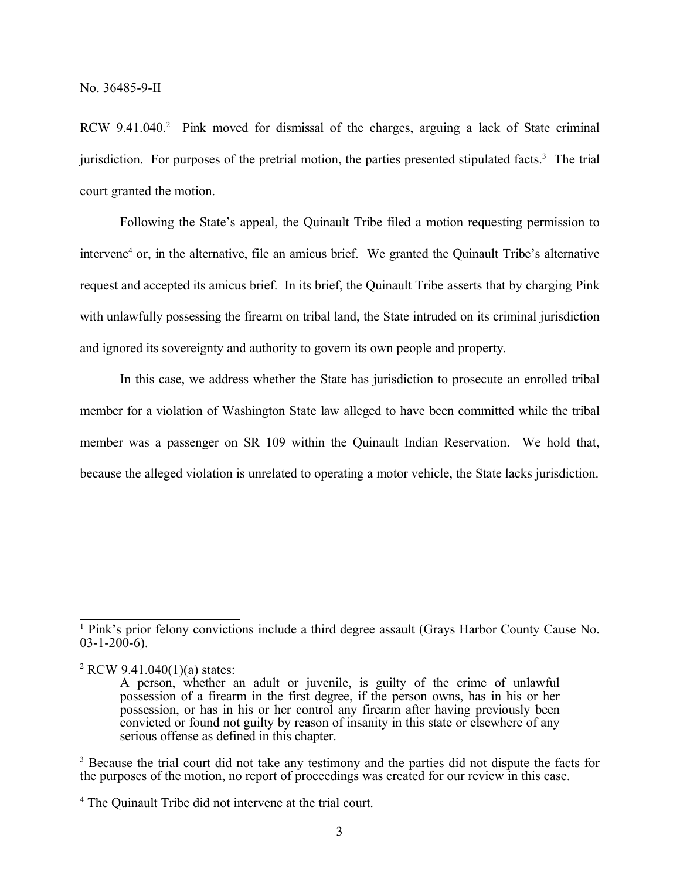RCW 9.41.040.[2] Pink moved for dismissal of the charges, arguing a lack of State criminal jurisdiction. For purposes of the pretrial motion, the parties presented stipulated facts.[3] The trial court granted the motion.

Following the State's appeal, the Quinault Tribe filed a motion requesting permission to intervene[4] or, in the alternative, file an amicus brief. We granted the Quinault Tribe's alternative request and accepted its amicus brief. In its brief, the Quinault Tribe asserts that by charging Pink with unlawfully possessing the firearm on tribal land, the State intruded on its criminal jurisdiction and ignored its sovereignty and authority to govern its own people and property.

In this case, we address whether the State has jurisdiction to prosecute an enrolled tribal member for a violation of Washington State law alleged to have been committed while the tribal member was a passenger on SR 109 within the Quinault Indian Reservation. We hold that, because the alleged violation is unrelated to operating a motor vehicle, the State lacks jurisdiction.

---

[1] Pink's prior felony convictions include a third degree assault (Grays Harbor County Cause No. 03-1-200-6).

[2] RCW 9.41.040(1)(a) states:

> A person, whether an adult or juvenile, is guilty of the crime of unlawful possession of a firearm in the first degree, if the person owns, has in his or her possession, or has in his or her control any firearm after having previously been convicted or found not guilty by reason of insanity in this state or elsewhere of any serious offense as defined in this chapter.

[3] Because the trial court did not take any testimony and the parties did not dispute the facts for the purposes of the motion, no report of proceedings was created for our review in this case.

[4] The Quinault Tribe did not intervene at the trial court.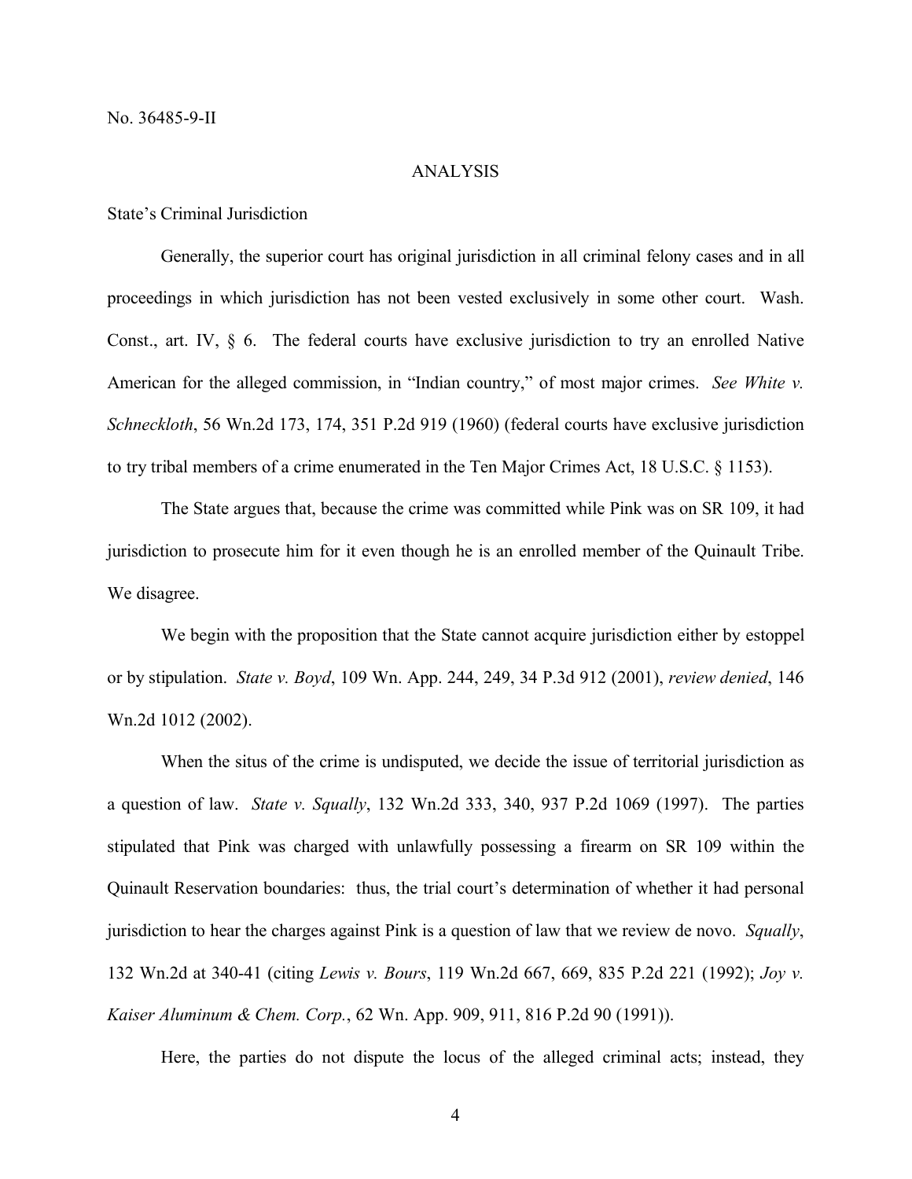No. 36485-9-II

## ANALYSIS

State's Criminal Jurisdiction

Generally, the superior court has original jurisdiction in all criminal felony cases and in all proceedings in which jurisdiction has not been vested exclusively in some other court. Wash. Const., art. IV, § 6. The federal courts have exclusive jurisdiction to try an enrolled Native American for the alleged commission, in "Indian country," of most major crimes. *See White v. Schneckloth*, 56 Wn.2d 173, 174, 351 P.2d 919 (1960) (federal courts have exclusive jurisdiction to try tribal members of a crime enumerated in the Ten Major Crimes Act, 18 U.S.C. § 1153).

The State argues that, because the crime was committed while Pink was on SR 109, it had jurisdiction to prosecute him for it even though he is an enrolled member of the Quinault Tribe. We disagree.

We begin with the proposition that the State cannot acquire jurisdiction either by estoppel or by stipulation. *State v. Boyd*, 109 Wn. App. 244, 249, 34 P.3d 912 (2001), *review denied*, 146 Wn.2d 1012 (2002).

When the situs of the crime is undisputed, we decide the issue of territorial jurisdiction as a question of law. *State v. Squally*, 132 Wn.2d 333, 340, 937 P.2d 1069 (1997). The parties stipulated that Pink was charged with unlawfully possessing a firearm on SR 109 within the Quinault Reservation boundaries: thus, the trial court's determination of whether it had personal jurisdiction to hear the charges against Pink is a question of law that we review de novo. *Squally*, 132 Wn.2d at 340-41 (citing *Lewis v. Bours*, 119 Wn.2d 667, 669, 835 P.2d 221 (1992); *Joy v. Kaiser Aluminum & Chem. Corp.*, 62 Wn. App. 909, 911, 816 P.2d 90 (1991)).

Here, the parties do not dispute the locus of the alleged criminal acts; instead, they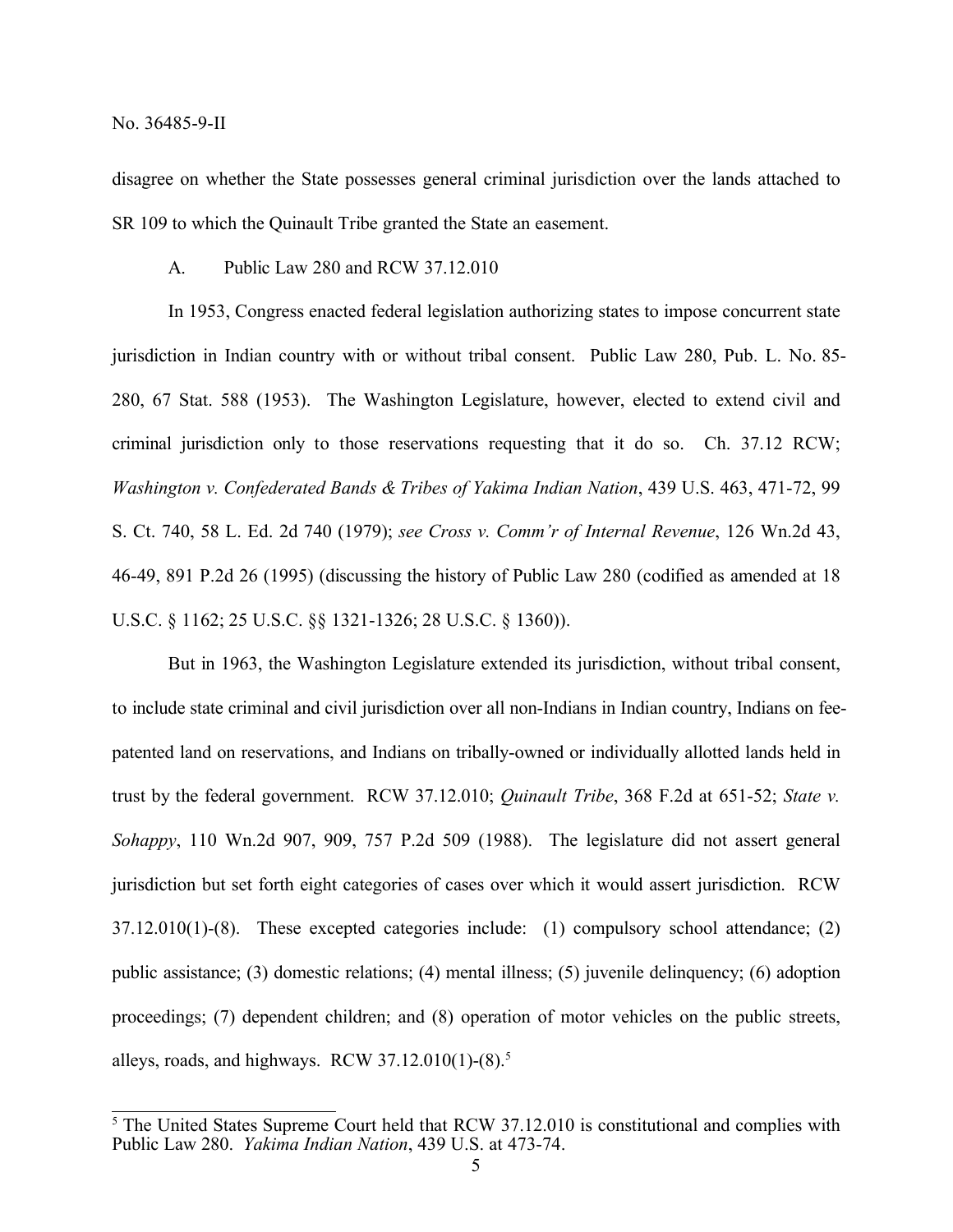disagree on whether the State possesses general criminal jurisdiction over the lands attached to SR 109 to which the Quinault Tribe granted the State an easement.

A. Public Law 280 and RCW 37.12.010

In 1953, Congress enacted federal legislation authorizing states to impose concurrent state jurisdiction in Indian country with or without tribal consent. Public Law 280, Pub. L. No. 85-280, 67 Stat. 588 (1953). The Washington Legislature, however, elected to extend civil and criminal jurisdiction only to those reservations requesting that it do so. Ch. 37.12 RCW; *Washington v. Confederated Bands & Tribes of Yakima Indian Nation*, 439 U.S. 463, 471-72, 99 S. Ct. 740, 58 L. Ed. 2d 740 (1979); *see Cross v. Comm'r of Internal Revenue*, 126 Wn.2d 43, 46-49, 891 P.2d 26 (1995) (discussing the history of Public Law 280 (codified as amended at 18 U.S.C. § 1162; 25 U.S.C. §§ 1321-1326; 28 U.S.C. § 1360)).

But in 1963, the Washington Legislature extended its jurisdiction, without tribal consent, to include state criminal and civil jurisdiction over all non-Indians in Indian country, Indians on fee-patented land on reservations, and Indians on tribally-owned or individually allotted lands held in trust by the federal government. RCW 37.12.010; *Quinault Tribe*, 368 F.2d at 651-52; *State v. Sohappy*, 110 Wn.2d 907, 909, 757 P.2d 509 (1988). The legislature did not assert general jurisdiction but set forth eight categories of cases over which it would assert jurisdiction. RCW 37.12.010(1)-(8). These excepted categories include: (1) compulsory school attendance; (2) public assistance; (3) domestic relations; (4) mental illness; (5) juvenile delinquency; (6) adoption proceedings; (7) dependent children; and (8) operation of motor vehicles on the public streets, alleys, roads, and highways. RCW 37.12.010(1)-(8).[5]

[5] The United States Supreme Court held that RCW 37.12.010 is constitutional and complies with Public Law 280. *Yakima Indian Nation*, 439 U.S. at 473-74.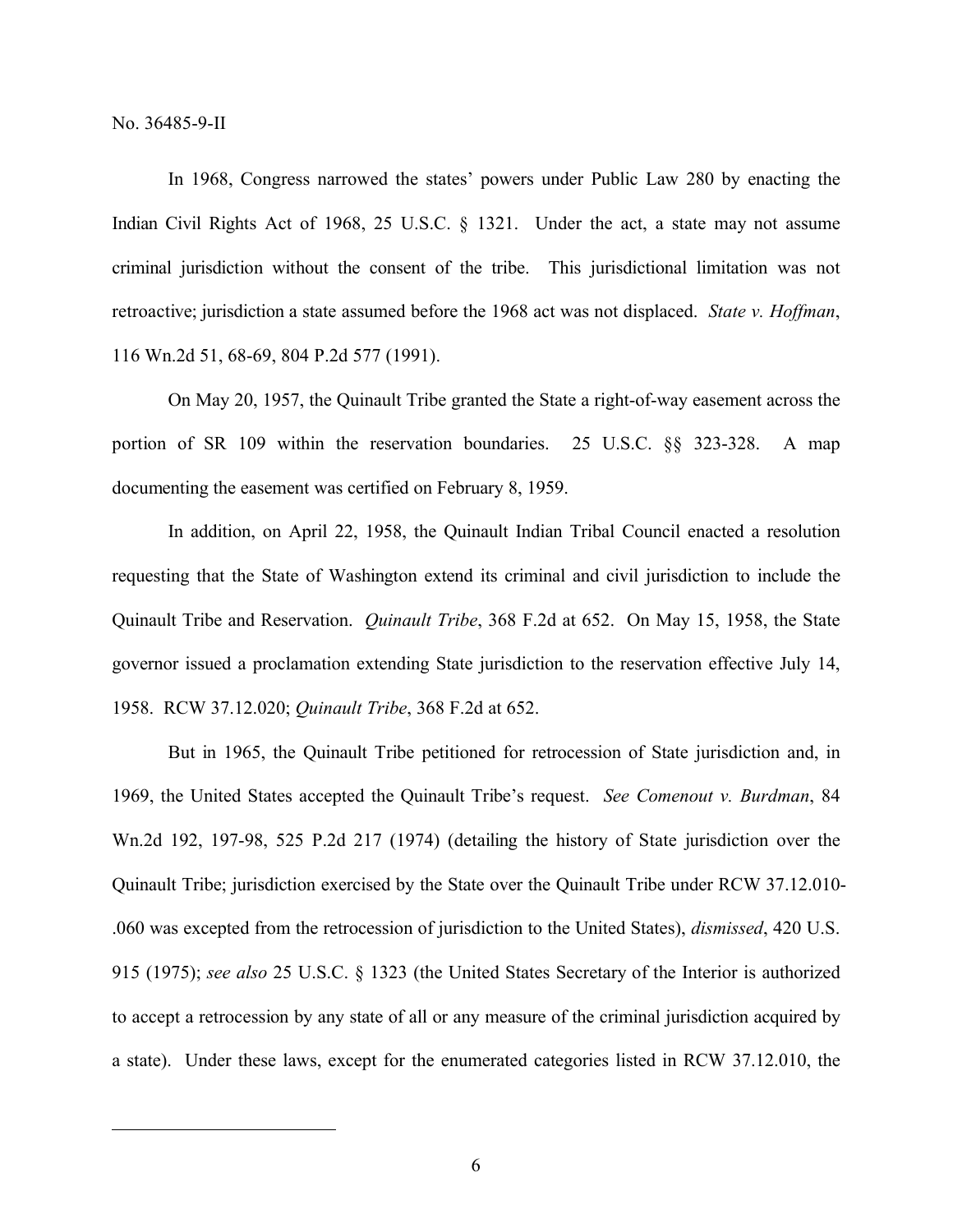In 1968, Congress narrowed the states' powers under Public Law 280 by enacting the Indian Civil Rights Act of 1968, 25 U.S.C. § 1321. Under the act, a state may not assume criminal jurisdiction without the consent of the tribe. This jurisdictional limitation was not retroactive; jurisdiction a state assumed before the 1968 act was not displaced. *State v. Hoffman*, 116 Wn.2d 51, 68-69, 804 P.2d 577 (1991).

On May 20, 1957, the Quinault Tribe granted the State a right-of-way easement across the portion of SR 109 within the reservation boundaries. 25 U.S.C. §§ 323-328. A map documenting the easement was certified on February 8, 1959.

In addition, on April 22, 1958, the Quinault Indian Tribal Council enacted a resolution requesting that the State of Washington extend its criminal and civil jurisdiction to include the Quinault Tribe and Reservation. *Quinault Tribe*, 368 F.2d at 652. On May 15, 1958, the State governor issued a proclamation extending State jurisdiction to the reservation effective July 14, 1958. RCW 37.12.020; *Quinault Tribe*, 368 F.2d at 652.

But in 1965, the Quinault Tribe petitioned for retrocession of State jurisdiction and, in 1969, the United States accepted the Quinault Tribe's request. *See Comenout v. Burdman*, 84 Wn.2d 192, 197-98, 525 P.2d 217 (1974) (detailing the history of State jurisdiction over the Quinault Tribe; jurisdiction exercised by the State over the Quinault Tribe under RCW 37.12.010-.060 was excepted from the retrocession of jurisdiction to the United States), *dismissed*, 420 U.S. 915 (1975); *see also* 25 U.S.C. § 1323 (the United States Secretary of the Interior is authorized to accept a retrocession by any state of all or any measure of the criminal jurisdiction acquired by a state). Under these laws, except for the enumerated categories listed in RCW 37.12.010, the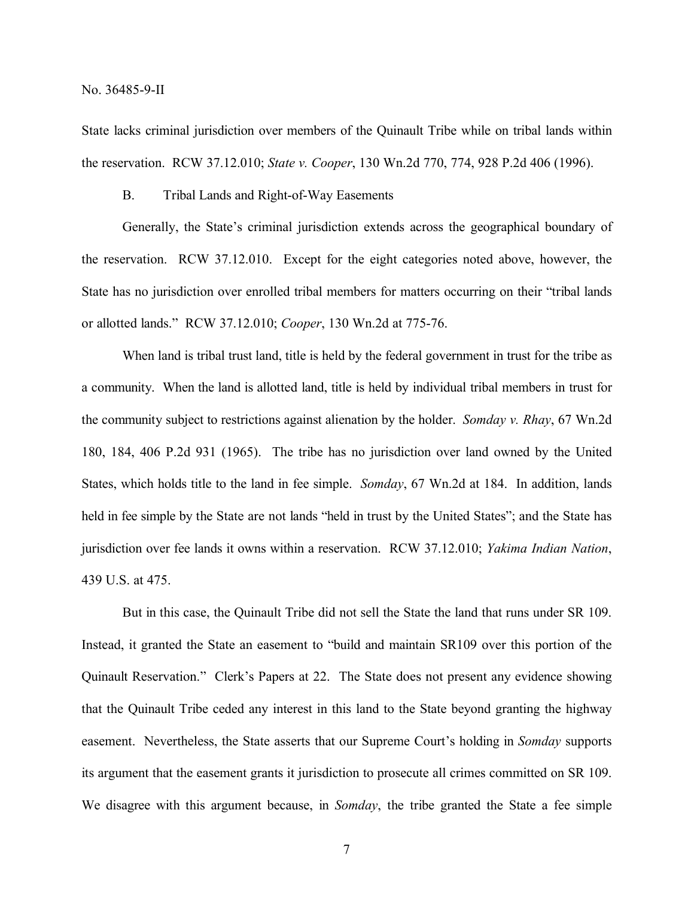State lacks criminal jurisdiction over members of the Quinault Tribe while on tribal lands within the reservation. RCW 37.12.010; *State v. Cooper*, 130 Wn.2d 770, 774, 928 P.2d 406 (1996).

B. Tribal Lands and Right-of-Way Easements

Generally, the State's criminal jurisdiction extends across the geographical boundary of the reservation. RCW 37.12.010. Except for the eight categories noted above, however, the State has no jurisdiction over enrolled tribal members for matters occurring on their "tribal lands or allotted lands." RCW 37.12.010; *Cooper*, 130 Wn.2d at 775-76.

When land is tribal trust land, title is held by the federal government in trust for the tribe as a community. When the land is allotted land, title is held by individual tribal members in trust for the community subject to restrictions against alienation by the holder. *Somday v. Rhay*, 67 Wn.2d 180, 184, 406 P.2d 931 (1965). The tribe has no jurisdiction over land owned by the United States, which holds title to the land in fee simple. *Somday*, 67 Wn.2d at 184. In addition, lands held in fee simple by the State are not lands "held in trust by the United States"; and the State has jurisdiction over fee lands it owns within a reservation. RCW 37.12.010; *Yakima Indian Nation*, 439 U.S. at 475.

But in this case, the Quinault Tribe did not sell the State the land that runs under SR 109. Instead, it granted the State an easement to "build and maintain SR109 over this portion of the Quinault Reservation." Clerk's Papers at 22. The State does not present any evidence showing that the Quinault Tribe ceded any interest in this land to the State beyond granting the highway easement. Nevertheless, the State asserts that our Supreme Court's holding in *Somday* supports its argument that the easement grants it jurisdiction to prosecute all crimes committed on SR 109. We disagree with this argument because, in *Somday*, the tribe granted the State a fee simple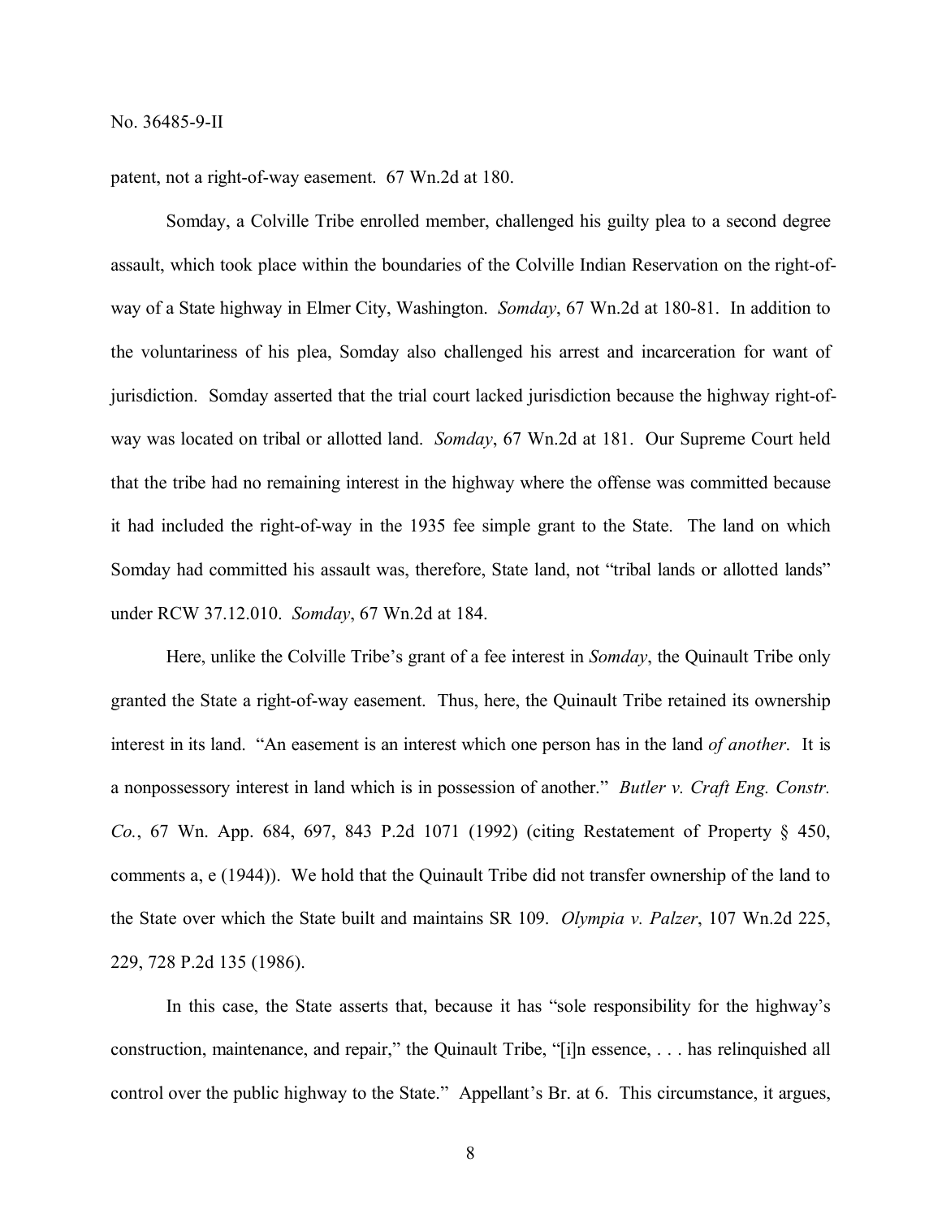patent, not a right-of-way easement. 67 Wn.2d at 180.

Somday, a Colville Tribe enrolled member, challenged his guilty plea to a second degree assault, which took place within the boundaries of the Colville Indian Reservation on the right-of-way of a State highway in Elmer City, Washington. *Somday*, 67 Wn.2d at 180-81. In addition to the voluntariness of his plea, Somday also challenged his arrest and incarceration for want of jurisdiction. Somday asserted that the trial court lacked jurisdiction because the highway right-of-way was located on tribal or allotted land. *Somday*, 67 Wn.2d at 181. Our Supreme Court held that the tribe had no remaining interest in the highway where the offense was committed because it had included the right-of-way in the 1935 fee simple grant to the State. The land on which Somday had committed his assault was, therefore, State land, not "tribal lands or allotted lands" under RCW 37.12.010. *Somday*, 67 Wn.2d at 184.

Here, unlike the Colville Tribe's grant of a fee interest in *Somday*, the Quinault Tribe only granted the State a right-of-way easement. Thus, here, the Quinault Tribe retained its ownership interest in its land. "An easement is an interest which one person has in the land *of another*. It is a nonpossessory interest in land which is in possession of another." *Butler v. Craft Eng. Constr. Co.*, 67 Wn. App. 684, 697, 843 P.2d 1071 (1992) (citing Restatement of Property § 450, comments a, e (1944)). We hold that the Quinault Tribe did not transfer ownership of the land to the State over which the State built and maintains SR 109. *Olympia v. Palzer*, 107 Wn.2d 225, 229, 728 P.2d 135 (1986).

In this case, the State asserts that, because it has "sole responsibility for the highway's construction, maintenance, and repair," the Quinault Tribe, "[i]n essence, . . . has relinquished all control over the public highway to the State." Appellant's Br. at 6. This circumstance, it argues,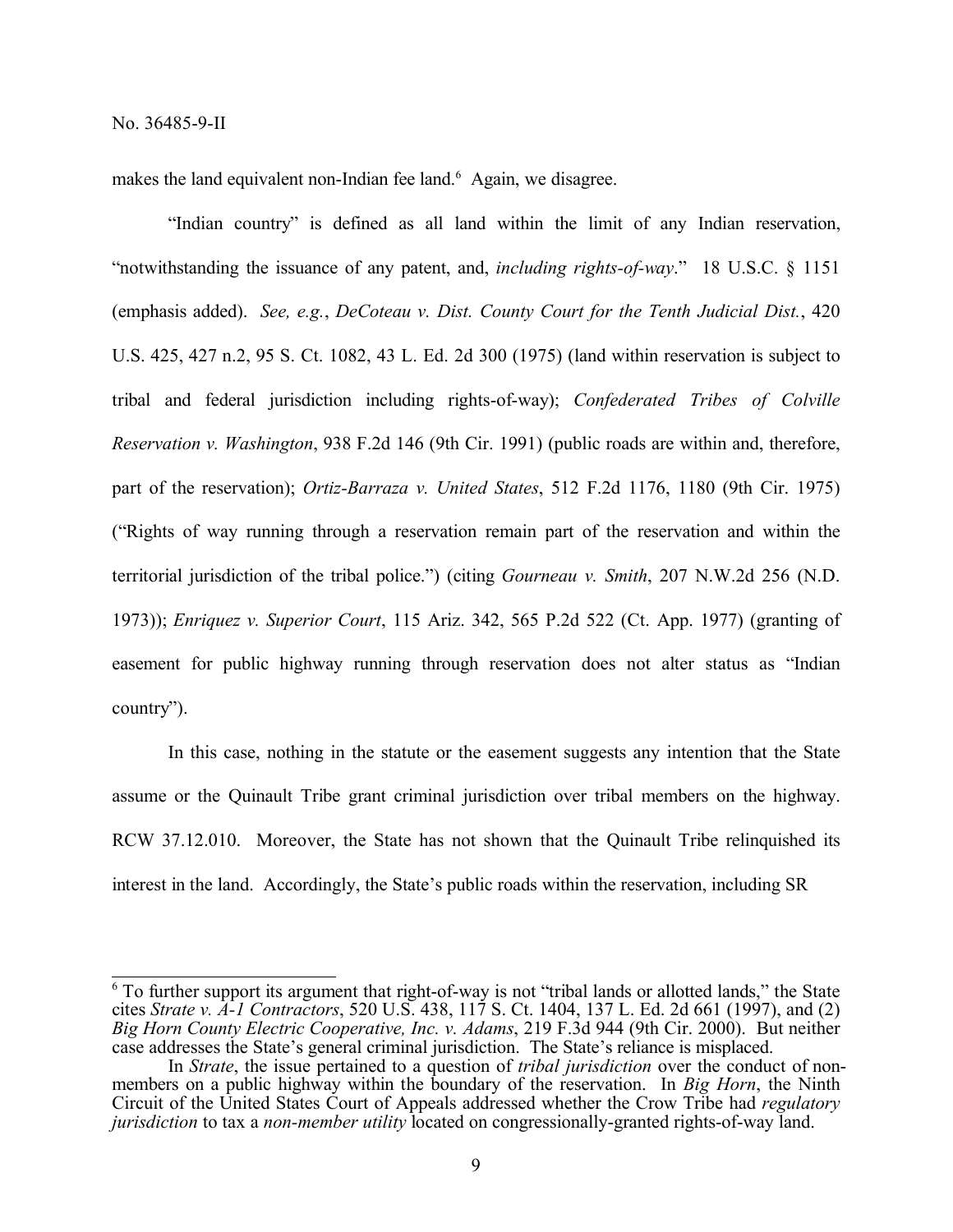makes the land equivalent non-Indian fee land.[6] Again, we disagree.

"Indian country" is defined as all land within the limit of any Indian reservation, "notwithstanding the issuance of any patent, and, *including rights-of-way*." 18 U.S.C. § 1151 (emphasis added). *See, e.g.*, *DeCoteau v. Dist. County Court for the Tenth Judicial Dist.*, 420 U.S. 425, 427 n.2, 95 S. Ct. 1082, 43 L. Ed. 2d 300 (1975) (land within reservation is subject to tribal and federal jurisdiction including rights-of-way); *Confederated Tribes of Colville Reservation v. Washington*, 938 F.2d 146 (9th Cir. 1991) (public roads are within and, therefore, part of the reservation); *Ortiz-Barraza v. United States*, 512 F.2d 1176, 1180 (9th Cir. 1975) ("Rights of way running through a reservation remain part of the reservation and within the territorial jurisdiction of the tribal police.") (citing *Gourneau v. Smith*, 207 N.W.2d 256 (N.D. 1973)); *Enriquez v. Superior Court*, 115 Ariz. 342, 565 P.2d 522 (Ct. App. 1977) (granting of easement for public highway running through reservation does not alter status as "Indian country").

In this case, nothing in the statute or the easement suggests any intention that the State assume or the Quinault Tribe grant criminal jurisdiction over tribal members on the highway. RCW 37.12.010. Moreover, the State has not shown that the Quinault Tribe relinquished its interest in the land. Accordingly, the State's public roads within the reservation, including SR

---

[6] To further support its argument that right-of-way is not "tribal lands or allotted lands," the State cites *Strate v. A-1 Contractors*, 520 U.S. 438, 117 S. Ct. 1404, 137 L. Ed. 2d 661 (1997), and (2) *Big Horn County Electric Cooperative, Inc. v. Adams*, 219 F.3d 944 (9th Cir. 2000). But neither case addresses the State's general criminal jurisdiction. The State's reliance is misplaced.

In *Strate*, the issue pertained to a question of *tribal jurisdiction* over the conduct of non-members on a public highway within the boundary of the reservation. In *Big Horn*, the Ninth Circuit of the United States Court of Appeals addressed whether the Crow Tribe had *regulatory jurisdiction* to tax a *non-member utility* located on congressionally-granted rights-of-way land.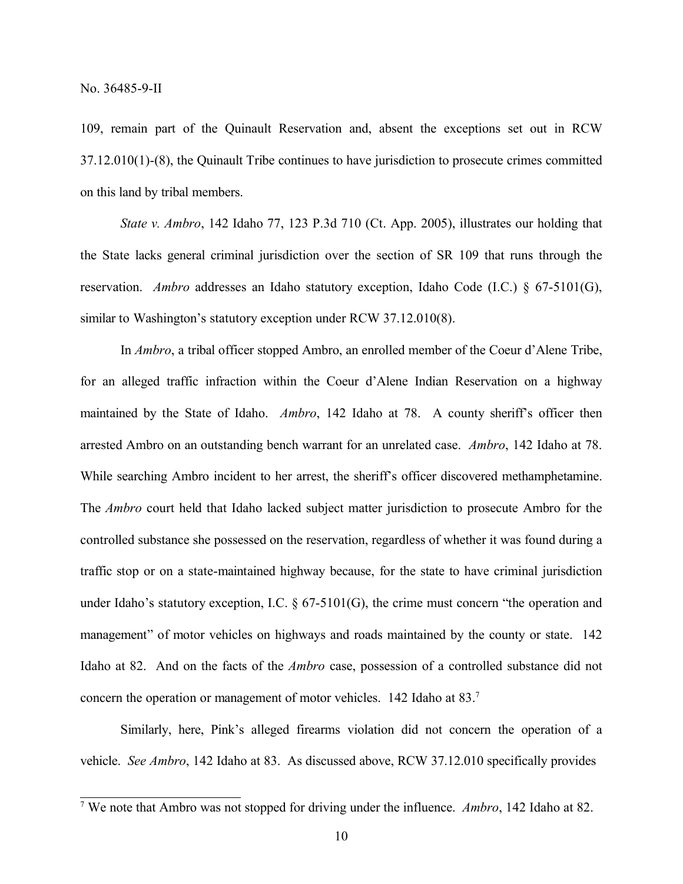109, remain part of the Quinault Reservation and, absent the exceptions set out in RCW 37.12.010(1)-(8), the Quinault Tribe continues to have jurisdiction to prosecute crimes committed on this land by tribal members.

*State v. Ambro*, 142 Idaho 77, 123 P.3d 710 (Ct. App. 2005), illustrates our holding that the State lacks general criminal jurisdiction over the section of SR 109 that runs through the reservation. *Ambro* addresses an Idaho statutory exception, Idaho Code (I.C.) § 67-5101(G), similar to Washington's statutory exception under RCW 37.12.010(8).

In *Ambro*, a tribal officer stopped Ambro, an enrolled member of the Coeur d'Alene Tribe, for an alleged traffic infraction within the Coeur d'Alene Indian Reservation on a highway maintained by the State of Idaho. *Ambro*, 142 Idaho at 78. A county sheriff's officer then arrested Ambro on an outstanding bench warrant for an unrelated case. *Ambro*, 142 Idaho at 78. While searching Ambro incident to her arrest, the sheriff's officer discovered methamphetamine. The *Ambro* court held that Idaho lacked subject matter jurisdiction to prosecute Ambro for the controlled substance she possessed on the reservation, regardless of whether it was found during a traffic stop or on a state-maintained highway because, for the state to have criminal jurisdiction under Idaho's statutory exception, I.C. § 67-5101(G), the crime must concern "the operation and management" of motor vehicles on highways and roads maintained by the county or state. 142 Idaho at 82. And on the facts of the *Ambro* case, possession of a controlled substance did not concern the operation or management of motor vehicles. 142 Idaho at 83.[7]

Similarly, here, Pink's alleged firearms violation did not concern the operation of a vehicle. *See Ambro*, 142 Idaho at 83. As discussed above, RCW 37.12.010 specifically provides

---

[7] We note that Ambro was not stopped for driving under the influence. *Ambro*, 142 Idaho at 82.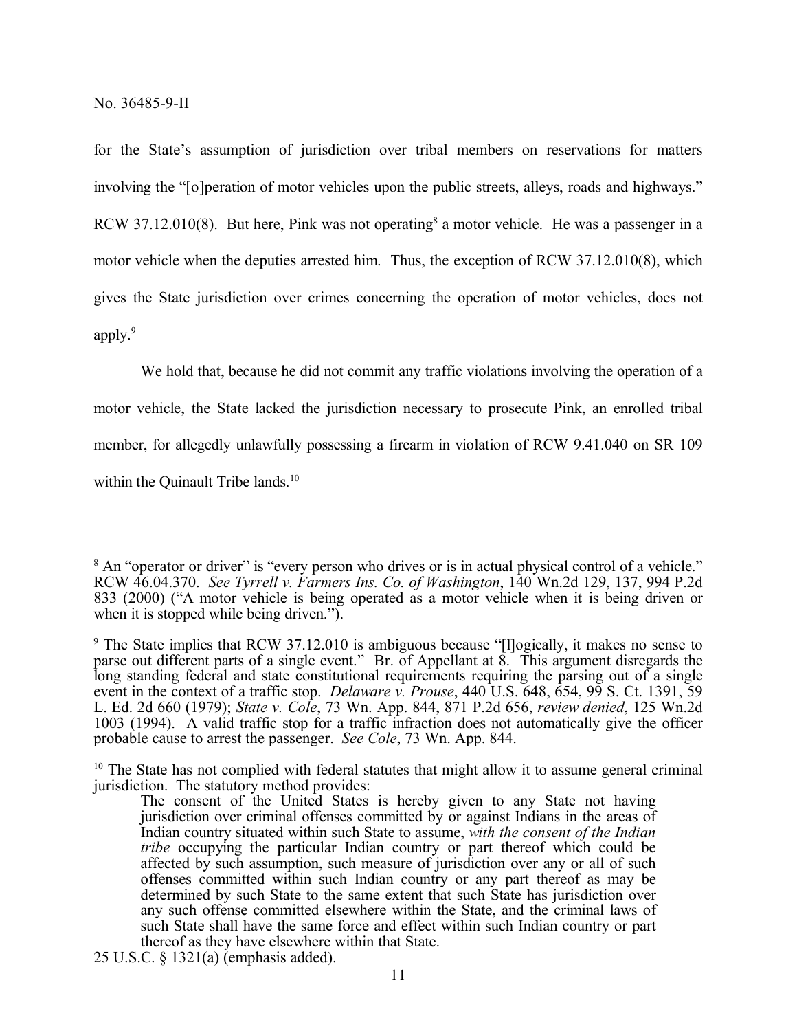for the State's assumption of jurisdiction over tribal members on reservations for matters involving the "[o]peration of motor vehicles upon the public streets, alleys, roads and highways." RCW 37.12.010(8). But here, Pink was not operating[8] a motor vehicle. He was a passenger in a motor vehicle when the deputies arrested him. Thus, the exception of RCW 37.12.010(8), which gives the State jurisdiction over crimes concerning the operation of motor vehicles, does not apply.[9]

We hold that, because he did not commit any traffic violations involving the operation of a motor vehicle, the State lacked the jurisdiction necessary to prosecute Pink, an enrolled tribal member, for allegedly unlawfully possessing a firearm in violation of RCW 9.41.040 on SR 109 within the Quinault Tribe lands.[10]

---

[8] An "operator or driver" is "every person who drives or is in actual physical control of a vehicle." RCW 46.04.370. *See Tyrrell v. Farmers Ins. Co. of Washington*, 140 Wn.2d 129, 137, 994 P.2d 833 (2000) ("A motor vehicle is being operated as a motor vehicle when it is being driven or when it is stopped while being driven.").

[9] The State implies that RCW 37.12.010 is ambiguous because "[l]ogically, it makes no sense to parse out different parts of a single event." Br. of Appellant at 8. This argument disregards the long standing federal and state constitutional requirements requiring the parsing out of a single event in the context of a traffic stop. *Delaware v. Prouse*, 440 U.S. 648, 654, 99 S. Ct. 1391, 59 L. Ed. 2d 660 (1979); *State v. Cole*, 73 Wn. App. 844, 871 P.2d 656, *review denied*, 125 Wn.2d 1003 (1994). A valid traffic stop for a traffic infraction does not automatically give the officer probable cause to arrest the passenger. *See Cole*, 73 Wn. App. 844.

[10] The State has not complied with federal statutes that might allow it to assume general criminal jurisdiction. The statutory method provides:

> The consent of the United States is hereby given to any State not having jurisdiction over criminal offenses committed by or against Indians in the areas of Indian country situated within such State to assume, *with the consent of the Indian tribe* occupying the particular Indian country or part thereof which could be affected by such assumption, such measure of jurisdiction over any or all of such offenses committed within such Indian country or any part thereof as may be determined by such State to the same extent that such State has jurisdiction over any such offense committed elsewhere within the State, and the criminal laws of such State shall have the same force and effect within such Indian country or part thereof as they have elsewhere within that State.

25 U.S.C. § 1321(a) (emphasis added).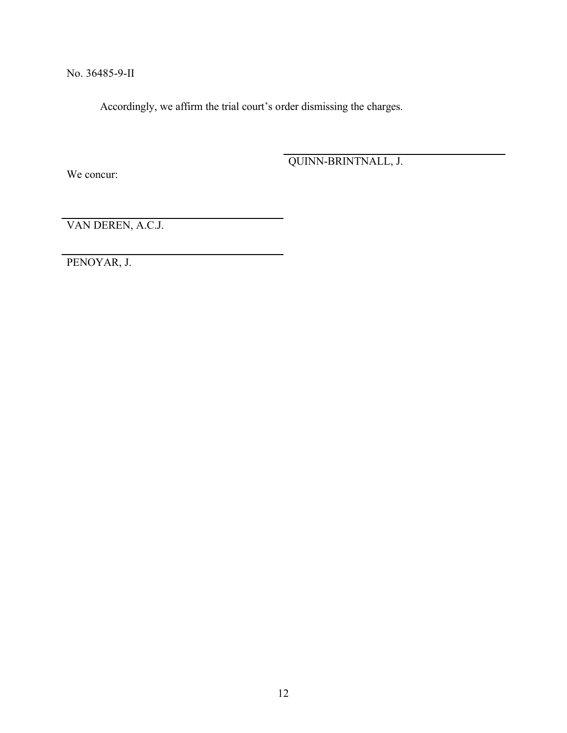No. 36485-9-II

Accordingly, we affirm the trial court's order dismissing the charges.

QUINN-BRINTNALL, J.

We concur:

VAN DEREN, A.C.J.

PENOYAR, J.